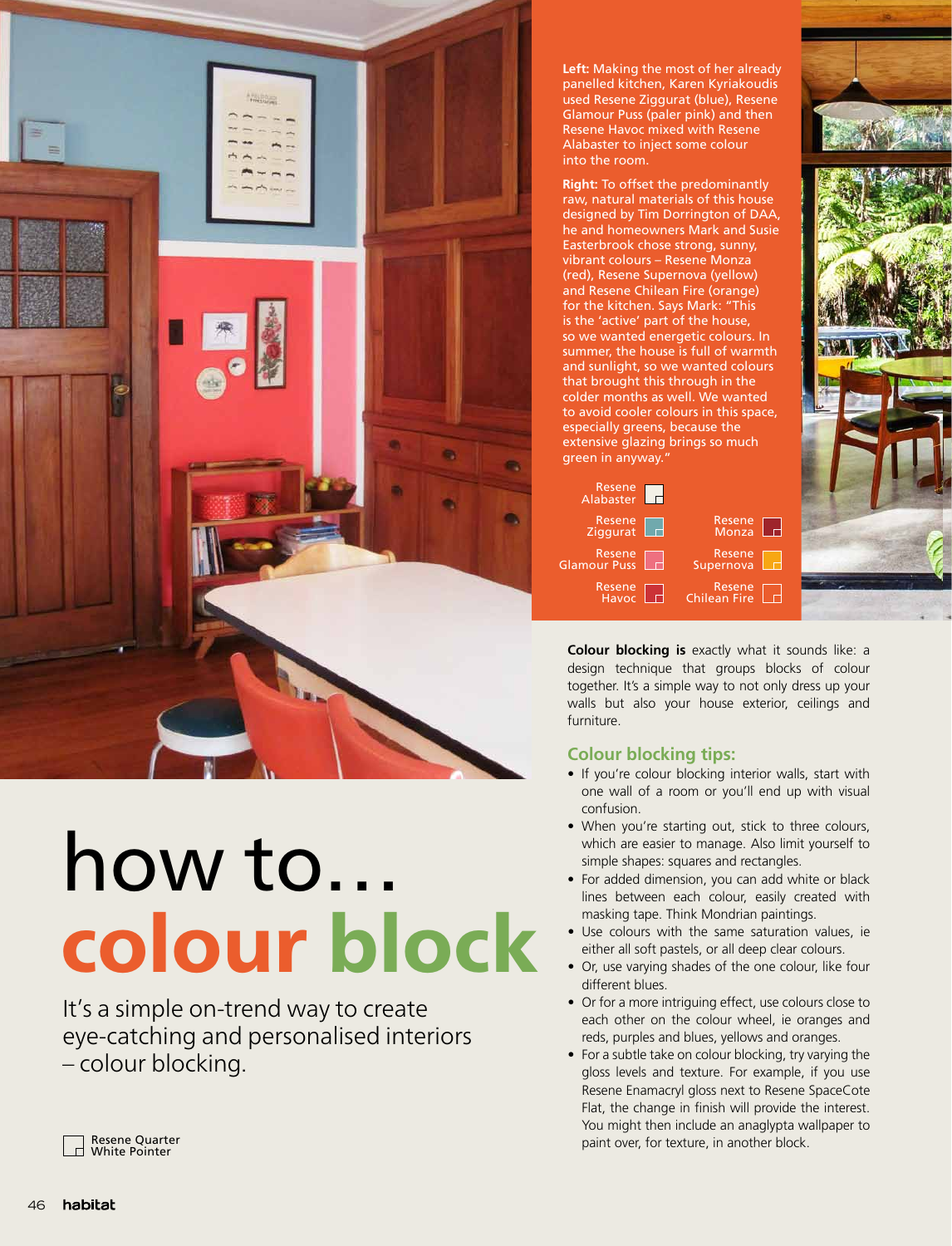# how to… colour block

It's a simple on-trend way to create eye-catching and personalised interiors – colour blocking.

Resene Quarter White Pointer

**Left:** Making the most of her already panelled kitchen, Karen Kyriakoudis used Resene Ziggurat (blue), Resene Glamour Puss (paler pink) and then Resene Havoc mixed with Resene Alabaster to inject some colour into the room.

**Right:** To offset the predominantly raw, natural materials of this house designed by Tim Dorrington of DAA, he and homeowners Mark and Susie Easterbrook chose strong, sunny, vibrant colours – Resene Monza (red), Resene Supernova (yellow) and Resene Chilean Fire (orange) for the kitchen. Says Mark: "This is the 'active' part of the house, so we wanted energetic colours. In summer, the house is full of warmth and sunlight, so we wanted colours that brought this through in the colder months as well. We wanted to avoid cooler colours in this space, especially greens, because the extensive glazing brings so much green in anyway."

Resene Alabaster
Resene Ziggurat
Resene Glamour Puss
Resene Havoc
Resene Monza
Resene Supernova
Resene Chilean Fire

**Colour blocking is** exactly what it sounds like: a design technique that groups blocks of colour together. It's a simple way to not only dress up your walls but also your house exterior, ceilings and furniture.

## Colour blocking tips:

- If you're colour blocking interior walls, start with one wall of a room or you'll end up with visual confusion.
- When you're starting out, stick to three colours, which are easier to manage. Also limit yourself to simple shapes: squares and rectangles.
- For added dimension, you can add white or black lines between each colour, easily created with masking tape. Think Mondrian paintings.
- Use colours with the same saturation values, ie either all soft pastels, or all deep clear colours.
- Or, use varying shades of the one colour, like four different blues.
- Or for a more intriguing effect, use colours close to each other on the colour wheel, ie oranges and reds, purples and blues, yellows and oranges.
- For a subtle take on colour blocking, try varying the gloss levels and texture. For example, if you use Resene Enamacryl gloss next to Resene SpaceCote Flat, the change in finish will provide the interest. You might then include an anaglypta wallpaper to paint over, for texture, in another block.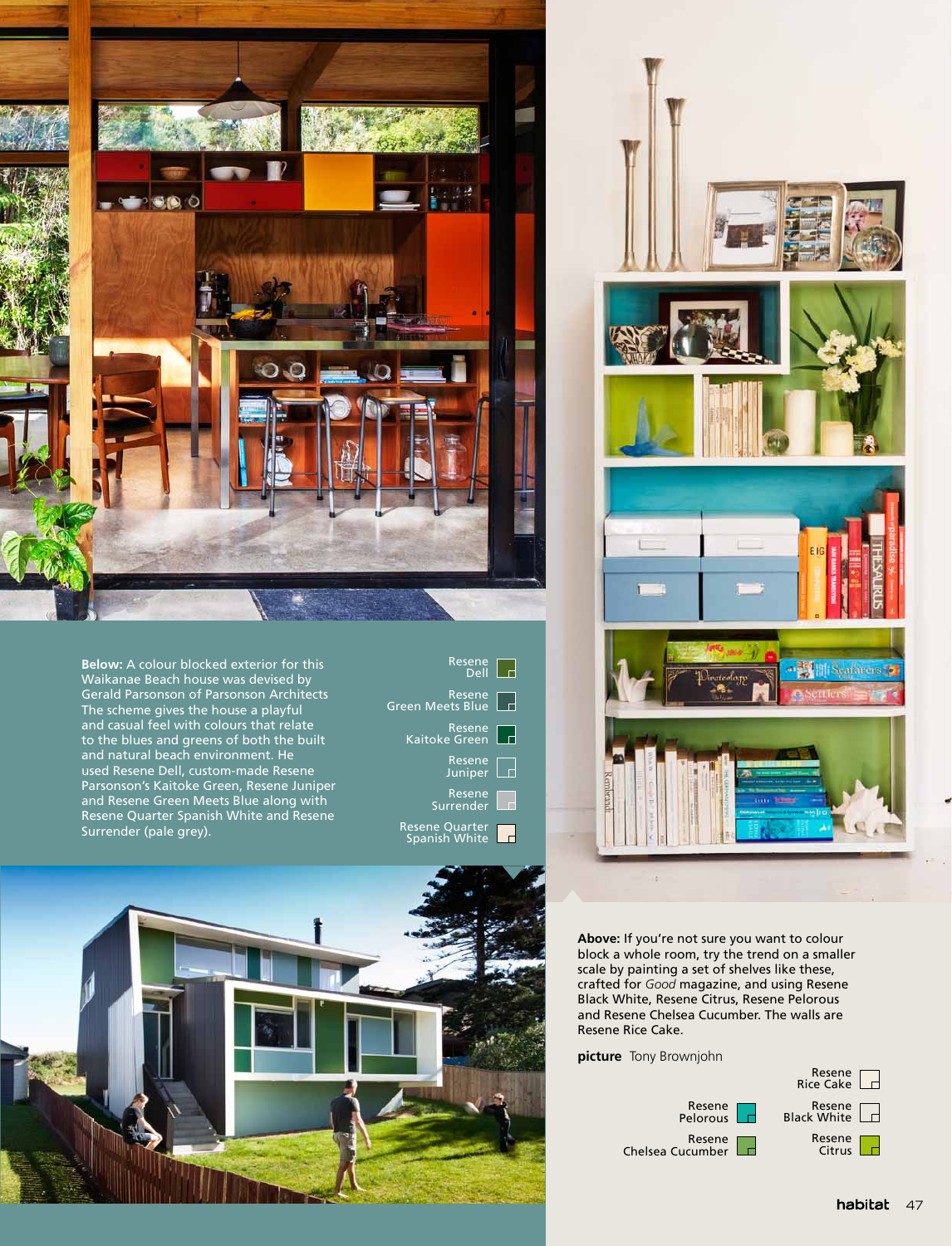**Below:** A colour blocked exterior for this Waikanae Beach house was devised by Gerald Parsonson of Parsonson Architects The scheme gives the house a playful and casual feel with colours that relate to the blues and greens of both the built and natural beach environment. He used Resene Dell, custom-made Resene Parsonson's Kaitoke Green, Resene Juniper and Resene Green Meets Blue along with Resene Quarter Spanish White and Resene Surrender (pale grey).

Resene Dell

Resene Green Meets Blue

Resene Kaitoke Green

Resene Juniper

Resene Surrender

Resene Quarter Spanish White

**Above:** If you're not sure you want to colour block a whole room, try the trend on a smaller scale by painting a set of shelves like these, crafted for *Good* magazine, and using Resene Black White, Resene Citrus, Resene Pelorous and Resene Chelsea Cucumber. The walls are Resene Rice Cake.

**picture** Tony Brownjohn

Resene Rice Cake

Resene Pelorous

Resene Black White

Resene Chelsea Cucumber

Resene Citrus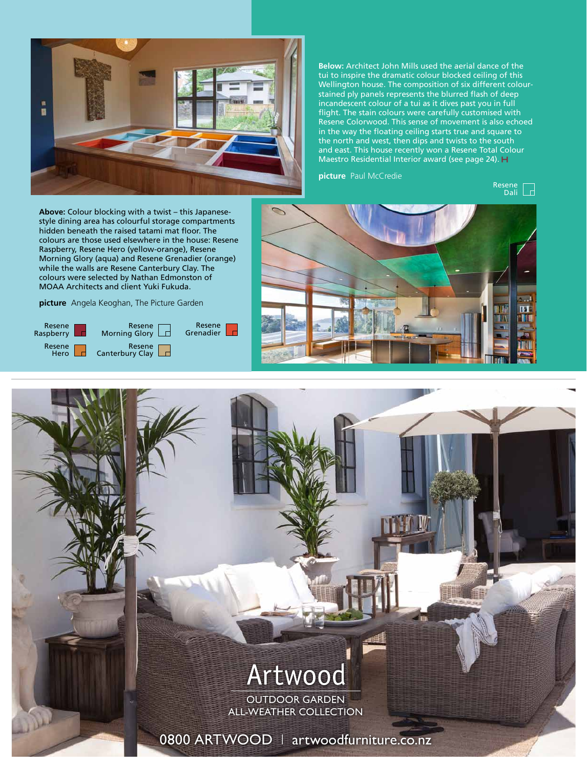**Below:** Architect John Mills used the aerial dance of the tui to inspire the dramatic colour blocked ceiling of this Wellington house. The composition of six different colour-stained ply panels represents the blurred flash of deep incandescent colour of a tui as it dives past you in full flight. The stain colours were carefully customised with Resene Colorwood. This sense of movement is also echoed in the way the floating ceiling starts true and square to the north and west, then dips and twists to the south and east. This house recently won a Resene Total Colour Maestro Residential Interior award (see page 24).

**picture** Paul McCredie

Resene Dali

**Above:** Colour blocking with a twist – this Japanese-style dining area has colourful storage compartments hidden beneath the raised tatami mat floor. The colours are those used elsewhere in the house: Resene Raspberry, Resene Hero (yellow-orange), Resene Morning Glory (aqua) and Resene Grenadier (orange) while the walls are Resene Canterbury Clay. The colours were selected by Nathan Edmonston of MOAA Architects and client Yuki Fukuda.

**picture** Angela Keoghan, The Picture Garden

Resene Raspberry

Resene Morning Glory

Resene Grenadier

Resene Hero

Resene Canterbury Clay

Artwood

OUTDOOR GARDEN
ALL-WEATHER COLLECTION

0800 ARTWOOD | artwoodfurniture.co.nz